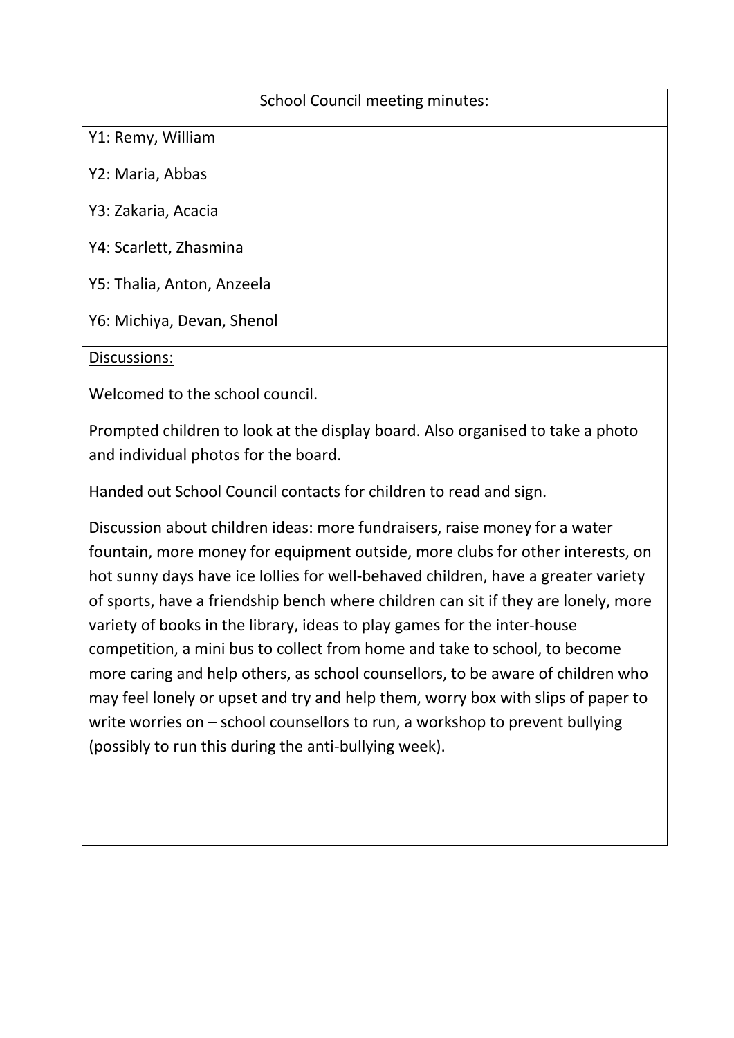School Council meeting minutes:

Y1: Remy, William

Y2: Maria, Abbas

Y3: Zakaria, Acacia

Y4: Scarlett, Zhasmina

Y5: Thalia, Anton, Anzeela

Y6: Michiya, Devan, Shenol

<u>Discussions:</u>

Welcomed to the school council.

Prompted children to look at the display board. Also organised to take a photo and individual photos for the board.

Handed out School Council contacts for children to read and sign.

Discussion about children ideas: more fundraisers, raise money for a water fountain, more money for equipment outside, more clubs for other interests, on hot sunny days have ice lollies for well-behaved children, have a greater variety of sports, have a friendship bench where children can sit if they are lonely, more variety of books in the library, ideas to play games for the inter-house competition, a mini bus to collect from home and take to school, to become more caring and help others, as school counsellors, to be aware of children who may feel lonely or upset and try and help them, worry box with slips of paper to write worries on – school counsellors to run, a workshop to prevent bullying (possibly to run this during the anti-bullying week).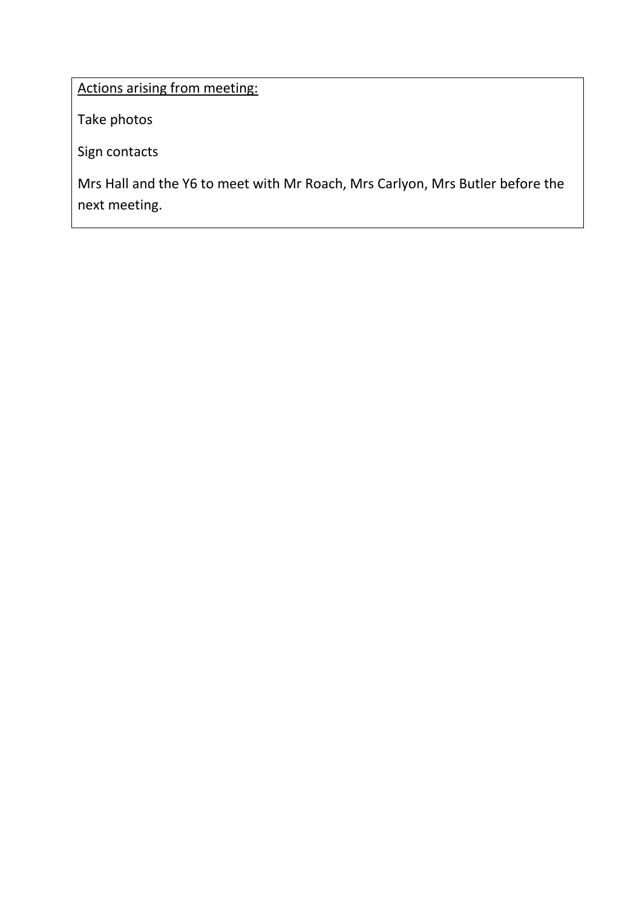Actions arising from meeting:

Take photos

Sign contacts

Mrs Hall and the Y6 to meet with Mr Roach, Mrs Carlyon, Mrs Butler before the next meeting.